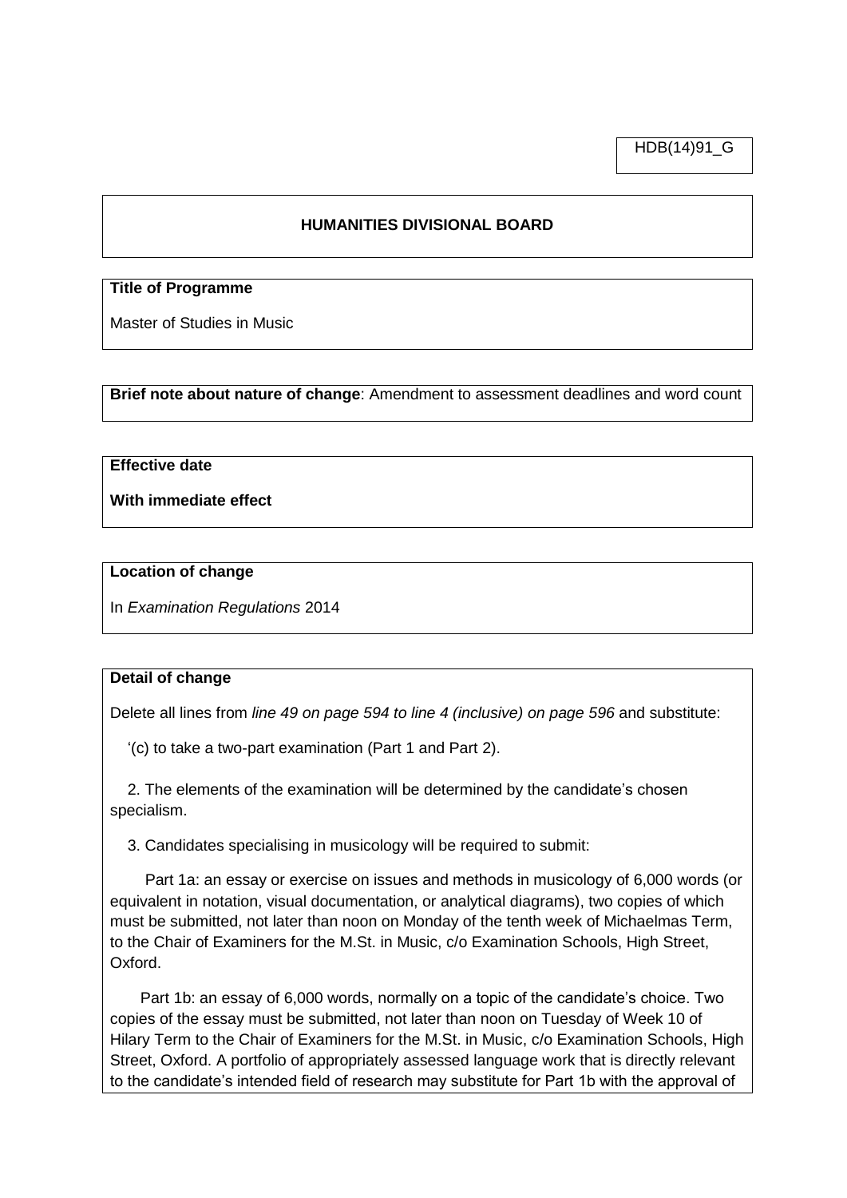HDB(14)91_G

## HUMANITIES DIVISIONAL BOARD

**Title of Programme**

Master of Studies in Music

**Brief note about nature of change**: Amendment to assessment deadlines and word count

**Effective date**

**With immediate effect**

**Location of change**

In *Examination Regulations* 2014

**Detail of change**

Delete all lines from *line 49 on page 594 to line 4 (inclusive) on page 596* and substitute:

'(c) to take a two-part examination (Part 1 and Part 2).

2. The elements of the examination will be determined by the candidate's chosen specialism.

3. Candidates specialising in musicology will be required to submit:

Part 1a: an essay or exercise on issues and methods in musicology of 6,000 words (or equivalent in notation, visual documentation, or analytical diagrams), two copies of which must be submitted, not later than noon on Monday of the tenth week of Michaelmas Term, to the Chair of Examiners for the M.St. in Music, c/o Examination Schools, High Street, Oxford.

Part 1b: an essay of 6,000 words, normally on a topic of the candidate's choice. Two copies of the essay must be submitted, not later than noon on Tuesday of Week 10 of Hilary Term to the Chair of Examiners for the M.St. in Music, c/o Examination Schools, High Street, Oxford. A portfolio of appropriately assessed language work that is directly relevant to the candidate's intended field of research may substitute for Part 1b with the approval of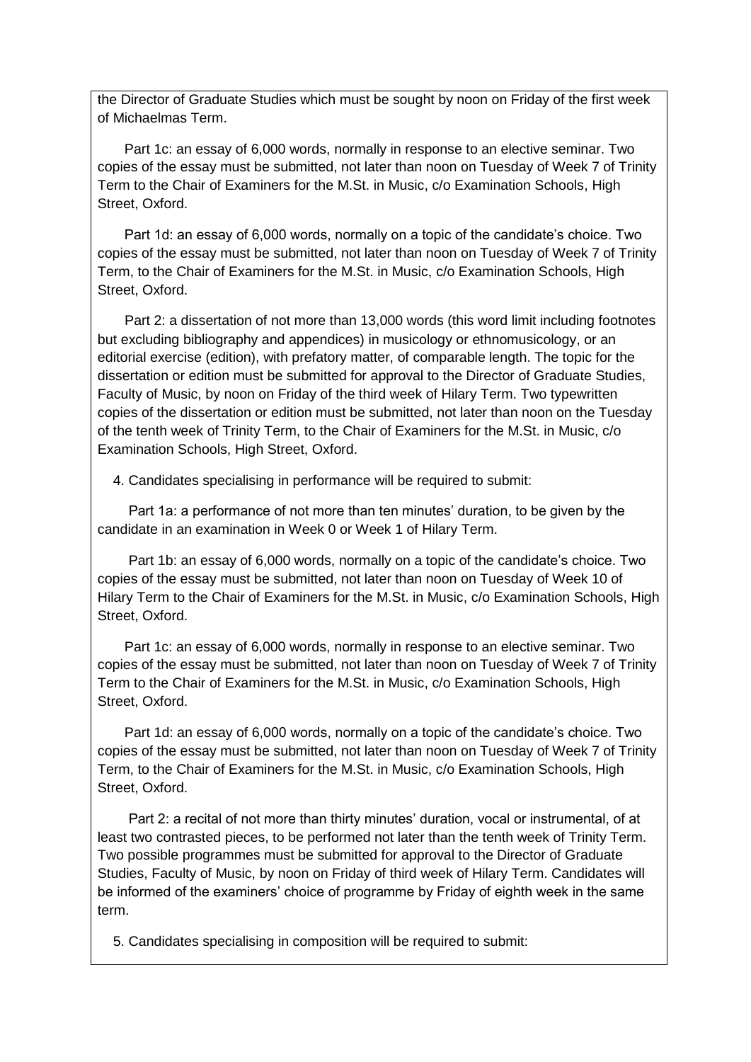the Director of Graduate Studies which must be sought by noon on Friday of the first week of Michaelmas Term.

Part 1c: an essay of 6,000 words, normally in response to an elective seminar. Two copies of the essay must be submitted, not later than noon on Tuesday of Week 7 of Trinity Term to the Chair of Examiners for the M.St. in Music, c/o Examination Schools, High Street, Oxford.

Part 1d: an essay of 6,000 words, normally on a topic of the candidate's choice. Two copies of the essay must be submitted, not later than noon on Tuesday of Week 7 of Trinity Term, to the Chair of Examiners for the M.St. in Music, c/o Examination Schools, High Street, Oxford.

Part 2: a dissertation of not more than 13,000 words (this word limit including footnotes but excluding bibliography and appendices) in musicology or ethnomusicology, or an editorial exercise (edition), with prefatory matter, of comparable length. The topic for the dissertation or edition must be submitted for approval to the Director of Graduate Studies, Faculty of Music, by noon on Friday of the third week of Hilary Term. Two typewritten copies of the dissertation or edition must be submitted, not later than noon on the Tuesday of the tenth week of Trinity Term, to the Chair of Examiners for the M.St. in Music, c/o Examination Schools, High Street, Oxford.

4. Candidates specialising in performance will be required to submit:

Part 1a: a performance of not more than ten minutes' duration, to be given by the candidate in an examination in Week 0 or Week 1 of Hilary Term.

Part 1b: an essay of 6,000 words, normally on a topic of the candidate's choice. Two copies of the essay must be submitted, not later than noon on Tuesday of Week 10 of Hilary Term to the Chair of Examiners for the M.St. in Music, c/o Examination Schools, High Street, Oxford.

Part 1c: an essay of 6,000 words, normally in response to an elective seminar. Two copies of the essay must be submitted, not later than noon on Tuesday of Week 7 of Trinity Term to the Chair of Examiners for the M.St. in Music, c/o Examination Schools, High Street, Oxford.

Part 1d: an essay of 6,000 words, normally on a topic of the candidate's choice. Two copies of the essay must be submitted, not later than noon on Tuesday of Week 7 of Trinity Term, to the Chair of Examiners for the M.St. in Music, c/o Examination Schools, High Street, Oxford.

Part 2: a recital of not more than thirty minutes' duration, vocal or instrumental, of at least two contrasted pieces, to be performed not later than the tenth week of Trinity Term. Two possible programmes must be submitted for approval to the Director of Graduate Studies, Faculty of Music, by noon on Friday of third week of Hilary Term. Candidates will be informed of the examiners' choice of programme by Friday of eighth week in the same term.

5. Candidates specialising in composition will be required to submit: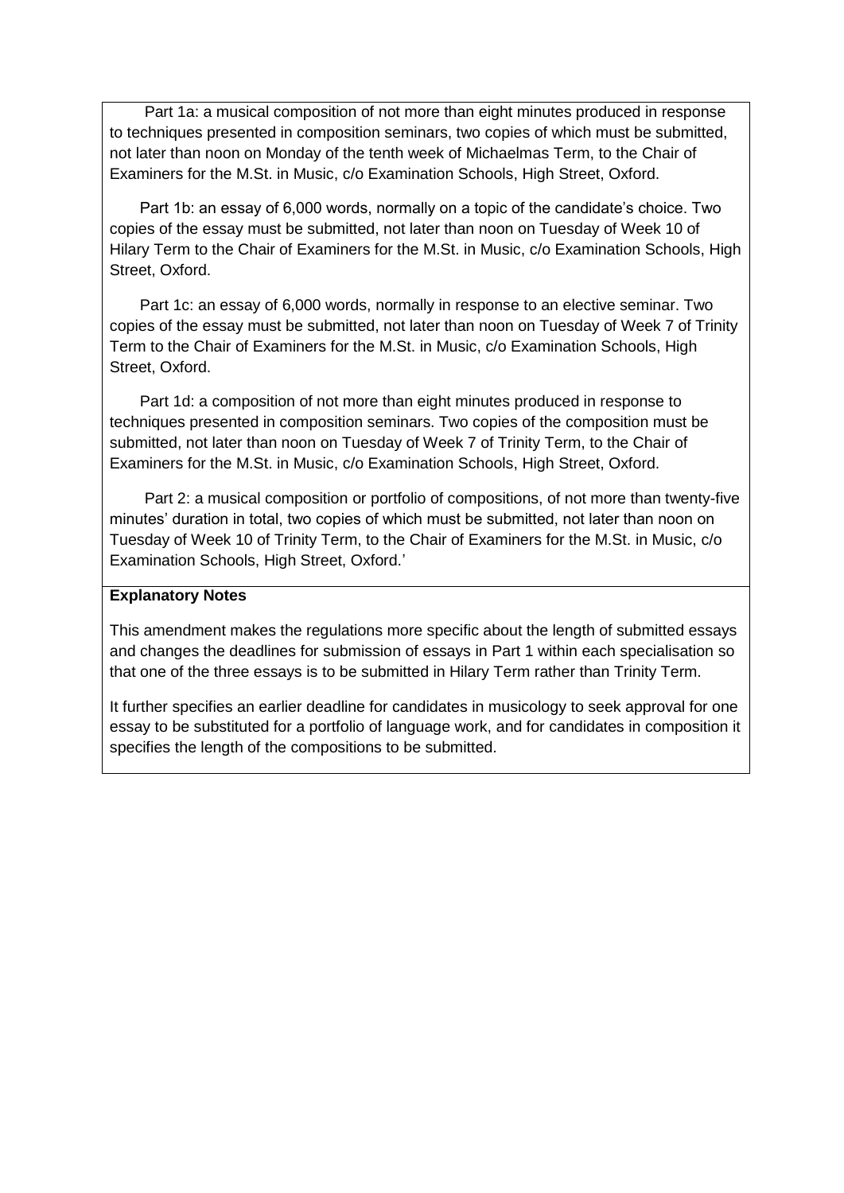Part 1a: a musical composition of not more than eight minutes produced in response to techniques presented in composition seminars, two copies of which must be submitted, not later than noon on Monday of the tenth week of Michaelmas Term, to the Chair of Examiners for the M.St. in Music, c/o Examination Schools, High Street, Oxford.

Part 1b: an essay of 6,000 words, normally on a topic of the candidate's choice. Two copies of the essay must be submitted, not later than noon on Tuesday of Week 10 of Hilary Term to the Chair of Examiners for the M.St. in Music, c/o Examination Schools, High Street, Oxford.

Part 1c: an essay of 6,000 words, normally in response to an elective seminar. Two copies of the essay must be submitted, not later than noon on Tuesday of Week 7 of Trinity Term to the Chair of Examiners for the M.St. in Music, c/o Examination Schools, High Street, Oxford.

Part 1d: a composition of not more than eight minutes produced in response to techniques presented in composition seminars. Two copies of the composition must be submitted, not later than noon on Tuesday of Week 7 of Trinity Term, to the Chair of Examiners for the M.St. in Music, c/o Examination Schools, High Street, Oxford.

Part 2: a musical composition or portfolio of compositions, of not more than twenty-five minutes' duration in total, two copies of which must be submitted, not later than noon on Tuesday of Week 10 of Trinity Term, to the Chair of Examiners for the M.St. in Music, c/o Examination Schools, High Street, Oxford.'

**Explanatory Notes**

This amendment makes the regulations more specific about the length of submitted essays and changes the deadlines for submission of essays in Part 1 within each specialisation so that one of the three essays is to be submitted in Hilary Term rather than Trinity Term.

It further specifies an earlier deadline for candidates in musicology to seek approval for one essay to be substituted for a portfolio of language work, and for candidates in composition it specifies the length of the compositions to be submitted.